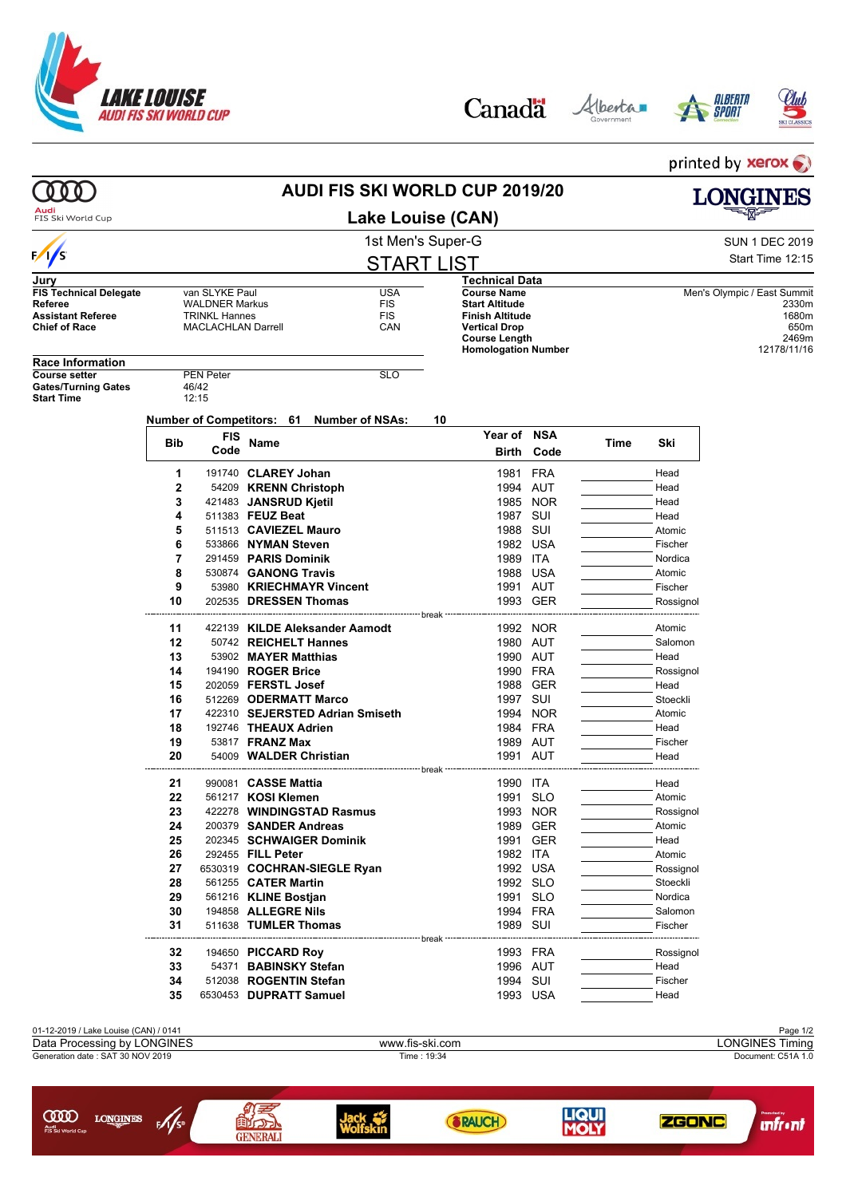printed by xerox

# AUDI FIS SKI WORLD CUP 2019/20

## Lake Louise (CAN)

### 1st Men's Super-G

SUN 1 DEC 2019
Start Time 12:15

## START LIST

**Jury**

| | | |
|---|---|---|
| **FIS Technical Delegate** | van SLYKE Paul | USA |
| **Referee** | WALDNER Markus | FIS |
| **Assistant Referee** | TRINKL Hannes | FIS |
| **Chief of Race** | MACLACHLAN Darrell | CAN |

**Technical Data**

| | |
|---|---|
| **Course Name** | Men's Olympic / East Summit |
| **Start Altitude** | 2330m |
| **Finish Altitude** | 1680m |
| **Vertical Drop** | 650m |
| **Course Length** | 2469m |
| **Homologation Number** | 12178/11/16 |

**Race Information**

| | | |
|---|---|---|
| **Course setter** | PEN Peter | SLO |
| **Gates/Turning Gates** | 46/42 | |
| **Start Time** | 12:15 | |

**Number of Competitors: 61 Number of NSAs: 10**

| Bib | FIS Code | Name | Year of Birth | NSA Code | Time | Ski |
|---|---|---|---|---|---|---|
| 1 | 191740 | **CLAREY Johan** | 1981 | FRA | | Head |
| 2 | 54209 | **KRENN Christoph** | 1994 | AUT | | Head |
| 3 | 421483 | **JANSRUD Kjetil** | 1985 | NOR | | Head |
| 4 | 511383 | **FEUZ Beat** | 1987 | SUI | | Head |
| 5 | 511513 | **CAVIEZEL Mauro** | 1988 | SUI | | Atomic |
| 6 | 533866 | **NYMAN Steven** | 1982 | USA | | Fischer |
| 7 | 291459 | **PARIS Dominik** | 1989 | ITA | | Nordica |
| 8 | 530874 | **GANONG Travis** | 1988 | USA | | Atomic |
| 9 | 53980 | **KRIECHMAYR Vincent** | 1991 | AUT | | Fischer |
| 10 | 202535 | **DRESSEN Thomas** | 1993 | GER | | Rossignol |
| | | break | | | | |
| 11 | 422139 | **KILDE Aleksander Aamodt** | 1992 | NOR | | Atomic |
| 12 | 50742 | **REICHELT Hannes** | 1980 | AUT | | Salomon |
| 13 | 53902 | **MAYER Matthias** | 1990 | AUT | | Head |
| 14 | 194190 | **ROGER Brice** | 1990 | FRA | | Rossignol |
| 15 | 202059 | **FERSTL Josef** | 1988 | GER | | Head |
| 16 | 512269 | **ODERMATT Marco** | 1997 | SUI | | Stoeckli |
| 17 | 422310 | **SEJERSTED Adrian Smiseth** | 1994 | NOR | | Atomic |
| 18 | 192746 | **THEAUX Adrien** | 1984 | FRA | | Head |
| 19 | 53817 | **FRANZ Max** | 1989 | AUT | | Fischer |
| 20 | 54009 | **WALDER Christian** | 1991 | AUT | | Head |
| | | break | | | | |
| 21 | 990081 | **CASSE Mattia** | 1990 | ITA | | Head |
| 22 | 561217 | **KOSI Klemen** | 1991 | SLO | | Atomic |
| 23 | 422278 | **WINDINGSTAD Rasmus** | 1993 | NOR | | Rossignol |
| 24 | 200379 | **SANDER Andreas** | 1989 | GER | | Atomic |
| 25 | 202345 | **SCHWAIGER Dominik** | 1991 | GER | | Head |
| 26 | 292455 | **FILL Peter** | 1982 | ITA | | Atomic |
| 27 | 6530319 | **COCHRAN-SIEGLE Ryan** | 1992 | USA | | Rossignol |
| 28 | 561255 | **CATER Martin** | 1992 | SLO | | Stoeckli |
| 29 | 561216 | **KLINE Bostjan** | 1991 | SLO | | Nordica |
| 30 | 194858 | **ALLEGRE Nils** | 1994 | FRA | | Salomon |
| 31 | 511638 | **TUMLER Thomas** | 1989 | SUI | | Fischer |
| | | break | | | | |
| 32 | 194650 | **PICCARD Roy** | 1993 | FRA | | Rossignol |
| 33 | 54371 | **BABINSKY Stefan** | 1996 | AUT | | Head |
| 34 | 512038 | **ROGENTIN Stefan** | 1994 | SUI | | Fischer |
| 35 | 6530453 | **DUPRATT Samuel** | 1993 | USA | | Head |

01-12-2019 / Lake Louise (CAN) / 0141
Data Processing by LONGINES — www.fis-ski.com — LONGINES Timing
Generation date : SAT 30 NOV 2019 — Time : 19:34 — Document: C51A 1.0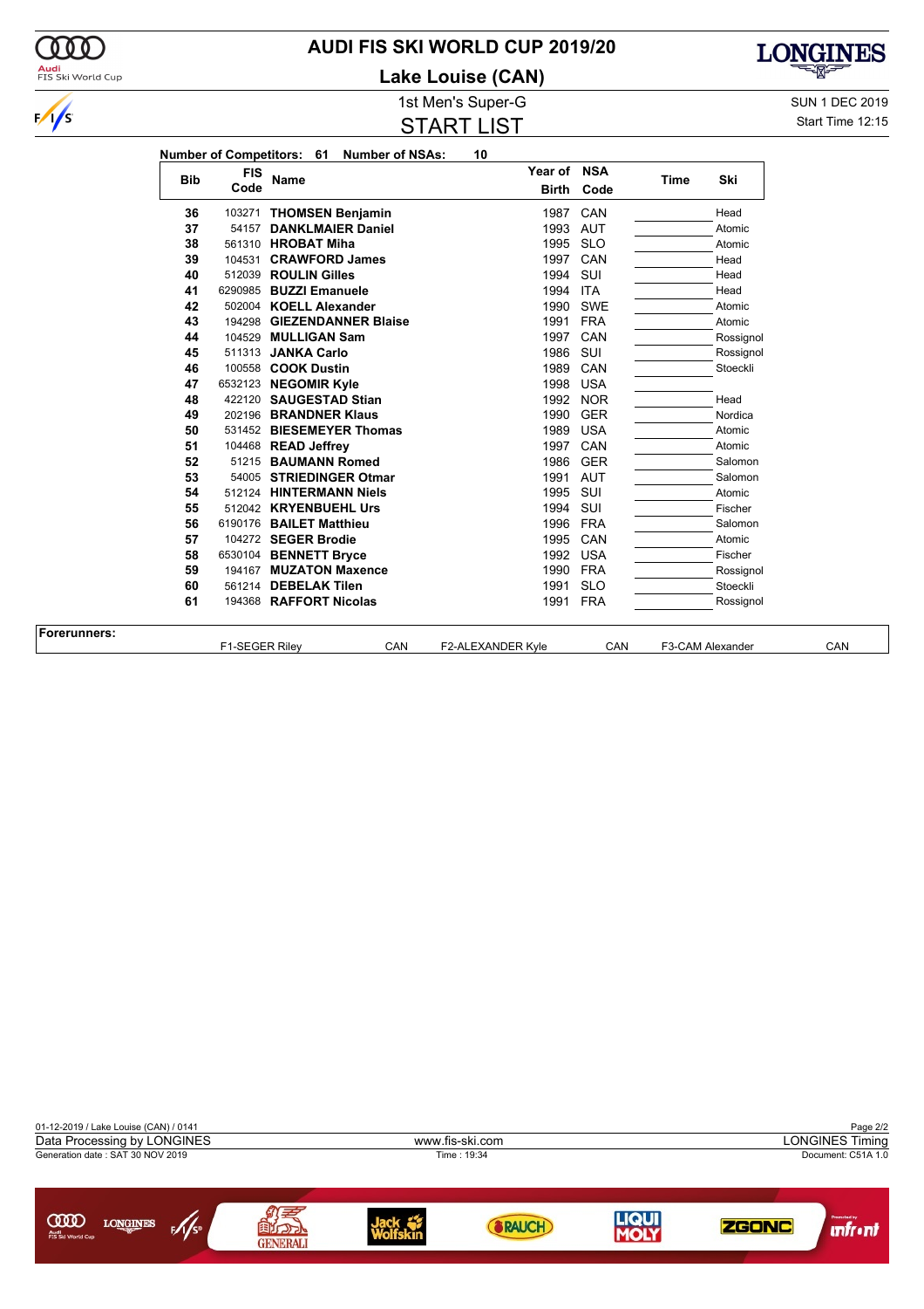# AUDI FIS SKI WORLD CUP 2019/20

## Lake Louise (CAN)

1st Men's Super-G

SUN 1 DEC 2019

START LIST

Start Time 12:15

**Number of Competitors: 61 Number of NSAs: 10**

| Bib | FIS Code | Name | Year of Birth | NSA Code | Time | Ski |
|---|---|---|---|---|---|---|
| 36 | 103271 | **THOMSEN Benjamin** | 1987 | CAN | | Head |
| 37 | 54157 | **DANKLMAIER Daniel** | 1993 | AUT | | Atomic |
| 38 | 561310 | **HROBAT Miha** | 1995 | SLO | | Atomic |
| 39 | 104531 | **CRAWFORD James** | 1997 | CAN | | Head |
| 40 | 512039 | **ROULIN Gilles** | 1994 | SUI | | Head |
| 41 | 6290985 | **BUZZI Emanuele** | 1994 | ITA | | Head |
| 42 | 502004 | **KOELL Alexander** | 1990 | SWE | | Atomic |
| 43 | 194298 | **GIEZENDANNER Blaise** | 1991 | FRA | | Atomic |
| 44 | 104529 | **MULLIGAN Sam** | 1997 | CAN | | Rossignol |
| 45 | 511313 | **JANKA Carlo** | 1986 | SUI | | Rossignol |
| 46 | 100558 | **COOK Dustin** | 1989 | CAN | | Stoeckli |
| 47 | 6532123 | **NEGOMIR Kyle** | 1998 | USA | | |
| 48 | 422120 | **SAUGESTAD Stian** | 1992 | NOR | | Head |
| 49 | 202196 | **BRANDNER Klaus** | 1990 | GER | | Nordica |
| 50 | 531452 | **BIESEMEYER Thomas** | 1989 | USA | | Atomic |
| 51 | 104468 | **READ Jeffrey** | 1997 | CAN | | Atomic |
| 52 | 51215 | **BAUMANN Romed** | 1986 | GER | | Salomon |
| 53 | 54005 | **STRIEDINGER Otmar** | 1991 | AUT | | Salomon |
| 54 | 512124 | **HINTERMANN Niels** | 1995 | SUI | | Atomic |
| 55 | 512042 | **KRYENBUEHL Urs** | 1994 | SUI | | Fischer |
| 56 | 6190176 | **BAILET Matthieu** | 1996 | FRA | | Salomon |
| 57 | 104272 | **SEGER Brodie** | 1995 | CAN | | Atomic |
| 58 | 6530104 | **BENNETT Bryce** | 1992 | USA | | Fischer |
| 59 | 194167 | **MUZATON Maxence** | 1990 | FRA | | Rossignol |
| 60 | 561214 | **DEBELAK Tilen** | 1991 | SLO | | Stoeckli |
| 61 | 194368 | **RAFFORT Nicolas** | 1991 | FRA | | Rossignol |

**Forerunners:**

F1-SEGER Riley CAN F2-ALEXANDER Kyle CAN F3-CAM Alexander CAN

01-12-2019 / Lake Louise (CAN) / 0141
Data Processing by LONGINES www.fis-ski.com LONGINES Timing
Generation date : SAT 30 NOV 2019 Time : 19:34 Document: C51A 1.0